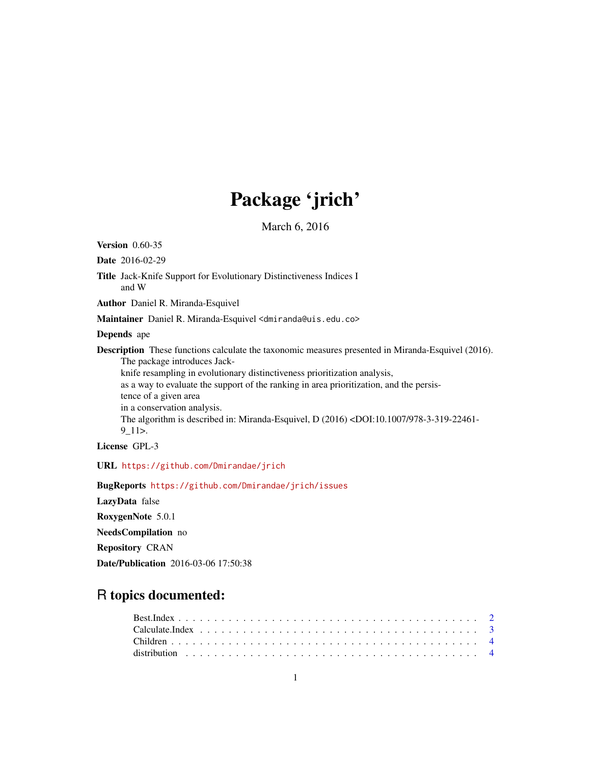# Package 'jrich'

March 6, 2016

**Version** 0.60-35

**Date** 2016-02-29

**Title** Jack-Knife Support for Evolutionary Distinctiveness Indices I and W

**Author** Daniel R. Miranda-Esquivel

**Maintainer** Daniel R. Miranda-Esquivel <dmiranda@uis.edu.co>

**Depends** ape

**Description** These functions calculate the taxonomic measures presented in Miranda-Esquivel (2016). The package introduces Jack-knife resampling in evolutionary distinctiveness prioritization analysis, as a way to evaluate the support of the ranking in area prioritization, and the persistence of a given area in a conservation analysis. The algorithm is described in: Miranda-Esquivel, D (2016) <DOI:10.1007/978-3-319-22461-9_11>.

**License** GPL-3

**URL** https://github.com/Dmirandae/jrich

**BugReports** https://github.com/Dmirandae/jrich/issues

**LazyData** false

**RoxygenNote** 5.0.1

**NeedsCompilation** no

**Repository** CRAN

**Date/Publication** 2016-03-06 17:50:38

## R topics documented:

Best.Index . . . . . . . . . . . . . . . . . . . . . . . . . . . . . . . . . . . . . . . . 2
Calculate.Index . . . . . . . . . . . . . . . . . . . . . . . . . . . . . . . . . . . . . 3
Children . . . . . . . . . . . . . . . . . . . . . . . . . . . . . . . . . . . . . . . . . 4
distribution . . . . . . . . . . . . . . . . . . . . . . . . . . . . . . . . . . . . . . . 4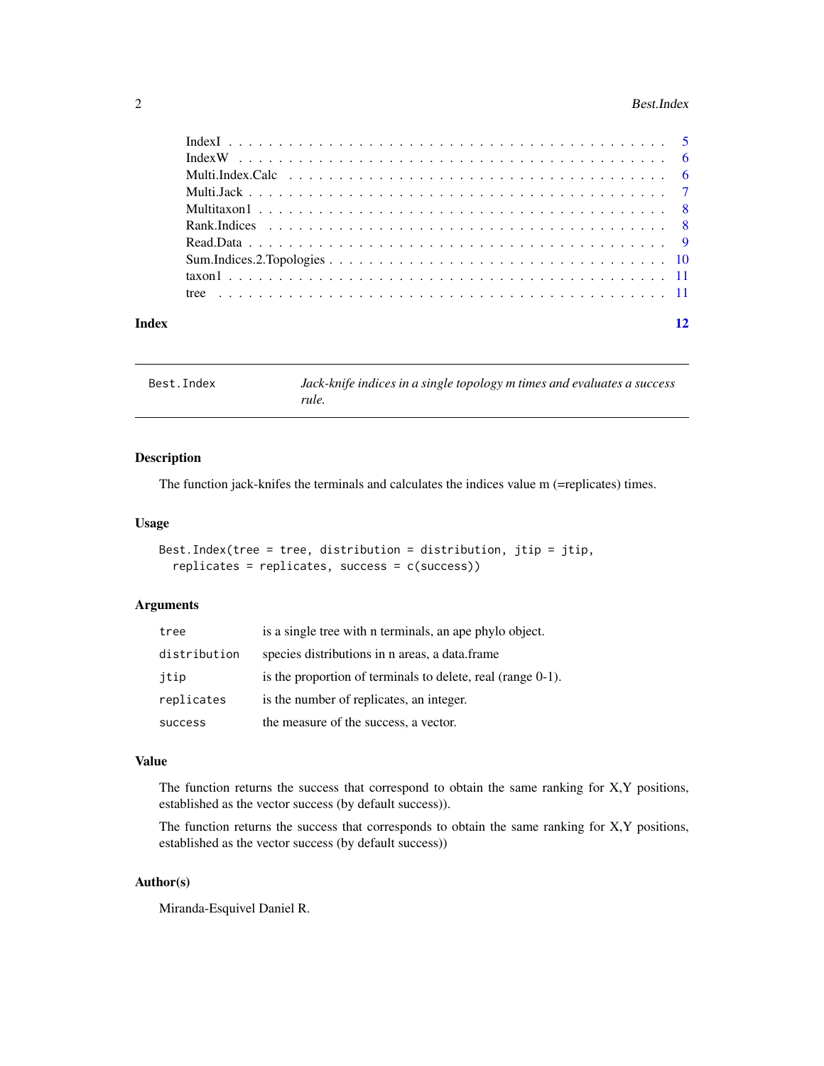IndexI . . . . . . . . . . . . . . . . . . . . . . . . . . . . . . . . . . . . . . . . 5
IndexW . . . . . . . . . . . . . . . . . . . . . . . . . . . . . . . . . . . . . . . . 6
Multi.Index.Calc . . . . . . . . . . . . . . . . . . . . . . . . . . . . . . . . . . . 6
Multi.Jack . . . . . . . . . . . . . . . . . . . . . . . . . . . . . . . . . . . . . . 7
Multitaxon1 . . . . . . . . . . . . . . . . . . . . . . . . . . . . . . . . . . . . . 8
Rank.Indices . . . . . . . . . . . . . . . . . . . . . . . . . . . . . . . . . . . . . 8
Read.Data . . . . . . . . . . . . . . . . . . . . . . . . . . . . . . . . . . . . . . 9
Sum.Indices.2.Topologies . . . . . . . . . . . . . . . . . . . . . . . . . . . . . . . 10
taxon1 . . . . . . . . . . . . . . . . . . . . . . . . . . . . . . . . . . . . . . . . 11
tree . . . . . . . . . . . . . . . . . . . . . . . . . . . . . . . . . . . . . . . . . 11

**Index** **12**

---

`Best.Index` *Jack-knife indices in a single topology m times and evaluates a success rule.*

---

## Description

The function jack-knifes the terminals and calculates the indices value m (=replicates) times.

## Usage

```
Best.Index(tree = tree, distribution = distribution, jtip = jtip,
  replicates = replicates, success = c(success))
```

## Arguments

| | |
|---|---|
| `tree` | is a single tree with n terminals, an ape phylo object. |
| `distribution` | species distributions in n areas, a data.frame |
| `jtip` | is the proportion of terminals to delete, real (range 0-1). |
| `replicates` | is the number of replicates, an integer. |
| `success` | the measure of the success, a vector. |

## Value

The function returns the success that correspond to obtain the same ranking for X,Y positions, established as the vector success (by default success)).

The function returns the success that corresponds to obtain the same ranking for X,Y positions, established as the vector success (by default success))

## Author(s)

Miranda-Esquivel Daniel R.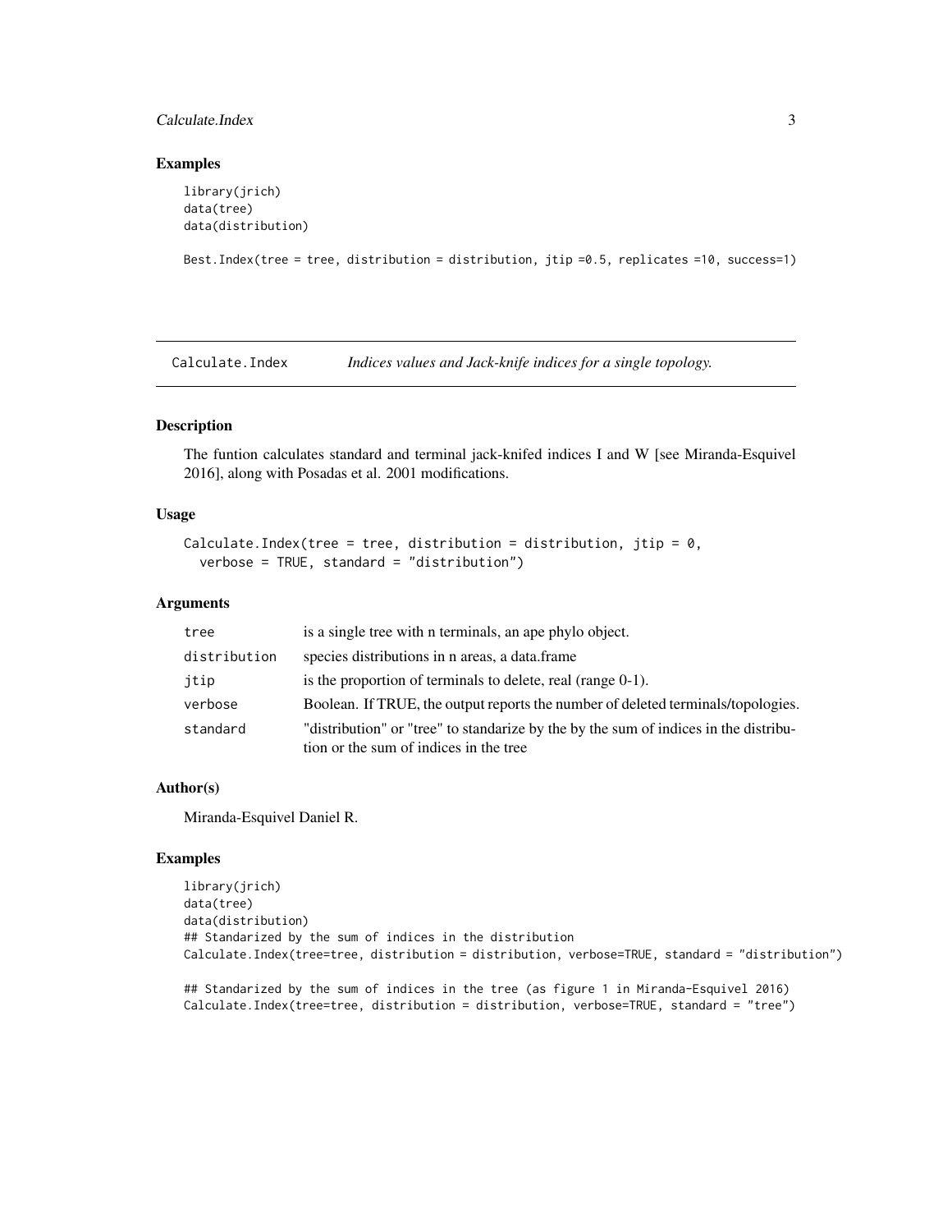### Examples

```
library(jrich)
data(tree)
data(distribution)

Best.Index(tree = tree, distribution = distribution, jtip =0.5, replicates =10, success=1)
```

---

## Calculate.Index *Indices values and Jack-knife indices for a single topology.*

---

### Description

The funtion calculates standard and terminal jack-knifed indices I and W [see Miranda-Esquivel 2016], along with Posadas et al. 2001 modifications.

### Usage

```
Calculate.Index(tree = tree, distribution = distribution, jtip = 0,
  verbose = TRUE, standard = "distribution")
```

### Arguments

| | |
|---|---|
| `tree` | is a single tree with n terminals, an ape phylo object. |
| `distribution` | species distributions in n areas, a data.frame |
| `jtip` | is the proportion of terminals to delete, real (range 0-1). |
| `verbose` | Boolean. If TRUE, the output reports the number of deleted terminals/topologies. |
| `standard` | "distribution" or "tree" to standarize by the by the sum of indices in the distribution or the sum of indices in the tree |

### Author(s)

Miranda-Esquivel Daniel R.

### Examples

```
library(jrich)
data(tree)
data(distribution)
## Standarized by the sum of indices in the distribution
Calculate.Index(tree=tree, distribution = distribution, verbose=TRUE, standard = "distribution")

## Standarized by the sum of indices in the tree (as figure 1 in Miranda-Esquivel 2016)
Calculate.Index(tree=tree, distribution = distribution, verbose=TRUE, standard = "tree")
```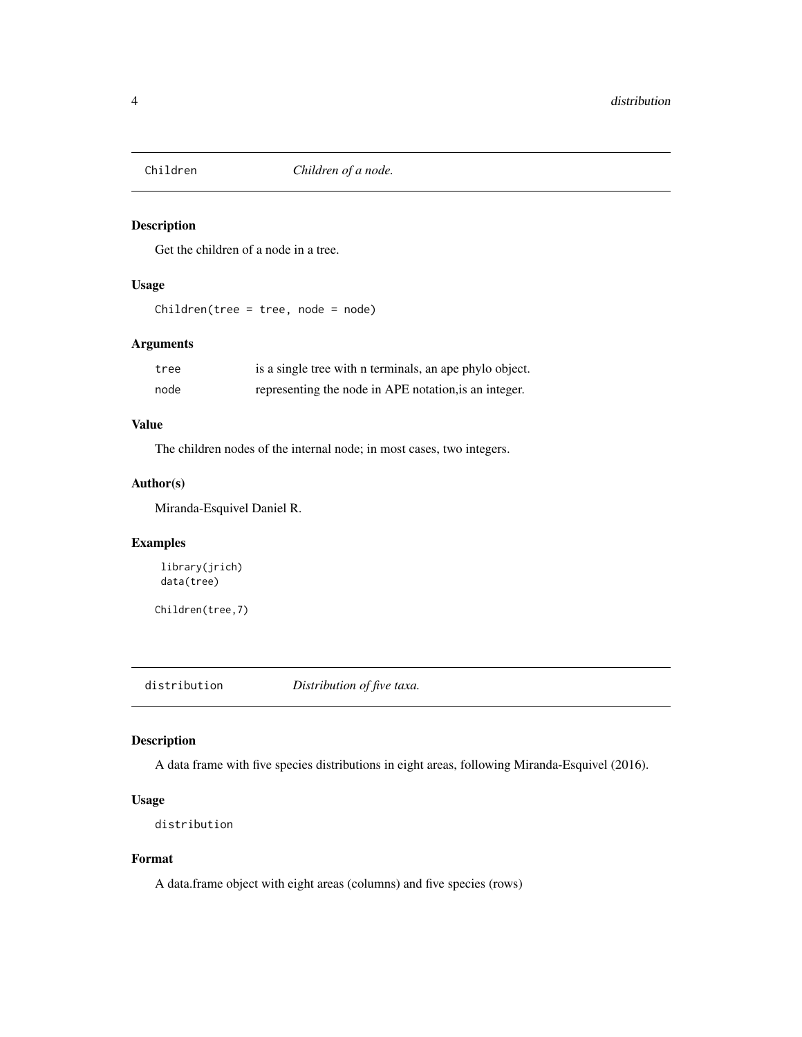## Children *Children of a node.*

### Description

Get the children of a node in a tree.

### Usage

```
Children(tree = tree, node = node)
```

### Arguments

| | |
|---|---|
| tree | is a single tree with n terminals, an ape phylo object. |
| node | representing the node in APE notation,is an integer. |

### Value

The children nodes of the internal node; in most cases, two integers.

### Author(s)

Miranda-Esquivel Daniel R.

### Examples

```
 library(jrich)
 data(tree)

Children(tree,7)
```

## distribution *Distribution of five taxa.*

### Description

A data frame with five species distributions in eight areas, following Miranda-Esquivel (2016).

### Usage

```
distribution
```

### Format

A data.frame object with eight areas (columns) and five species (rows)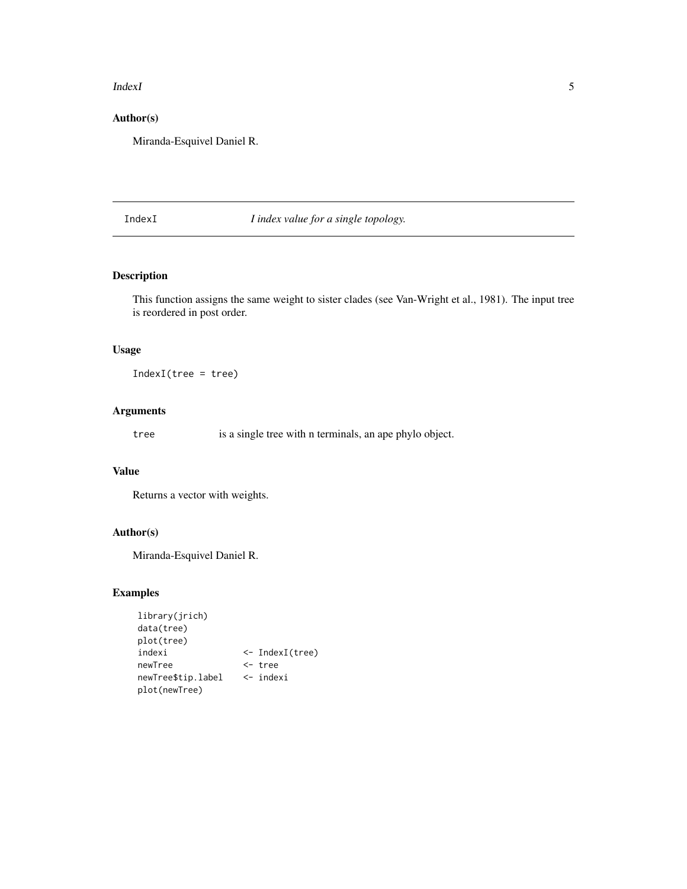## Author(s)

Miranda-Esquivel Daniel R.

---

IndexI — *I index value for a single topology.*

---

## Description

This function assigns the same weight to sister clades (see Van-Wright et al., 1981). The input tree is reordered in post order.

## Usage

```
IndexI(tree = tree)
```

## Arguments

tree — is a single tree with n terminals, an ape phylo object.

## Value

Returns a vector with weights.

## Author(s)

Miranda-Esquivel Daniel R.

## Examples

```
library(jrich)
data(tree)
plot(tree)
indexi              <- IndexI(tree)
newTree             <- tree
newTree$tip.label   <- indexi
plot(newTree)
```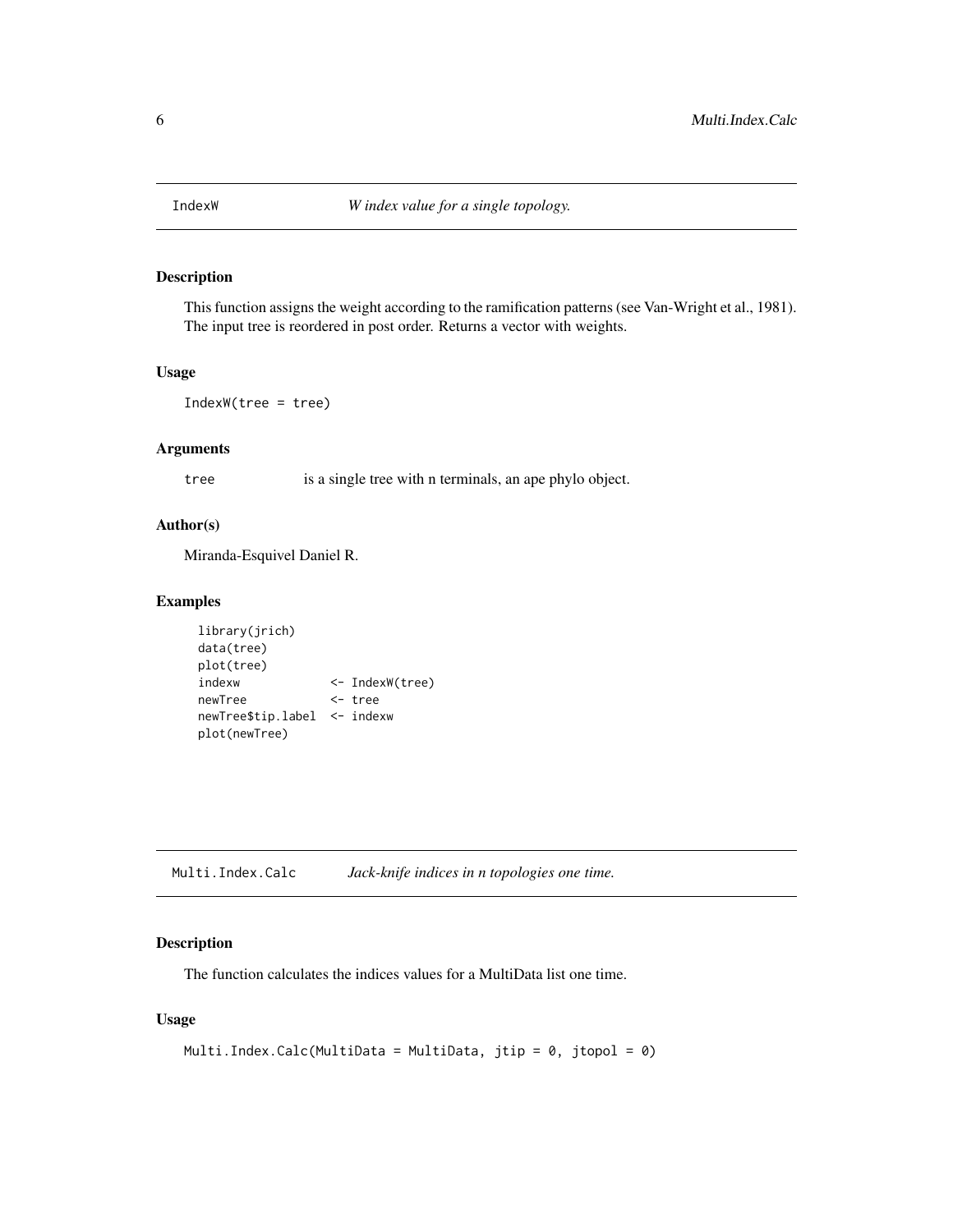## IndexW — *W index value for a single topology.*

### Description

This function assigns the weight according to the ramification patterns (see Van-Wright et al., 1981). The input tree is reordered in post order. Returns a vector with weights.

### Usage

```
IndexW(tree = tree)
```

### Arguments

| | |
|---|---|
| tree | is a single tree with n terminals, an ape phylo object. |

### Author(s)

Miranda-Esquivel Daniel R.

### Examples

```
library(jrich)
data(tree)
plot(tree)
indexw            <- IndexW(tree)
newTree           <- tree
newTree$tip.label <- indexw
plot(newTree)
```

## Multi.Index.Calc — *Jack-knife indices in n topologies one time.*

### Description

The function calculates the indices values for a MultiData list one time.

### Usage

```
Multi.Index.Calc(MultiData = MultiData, jtip = 0, jtopol = 0)
```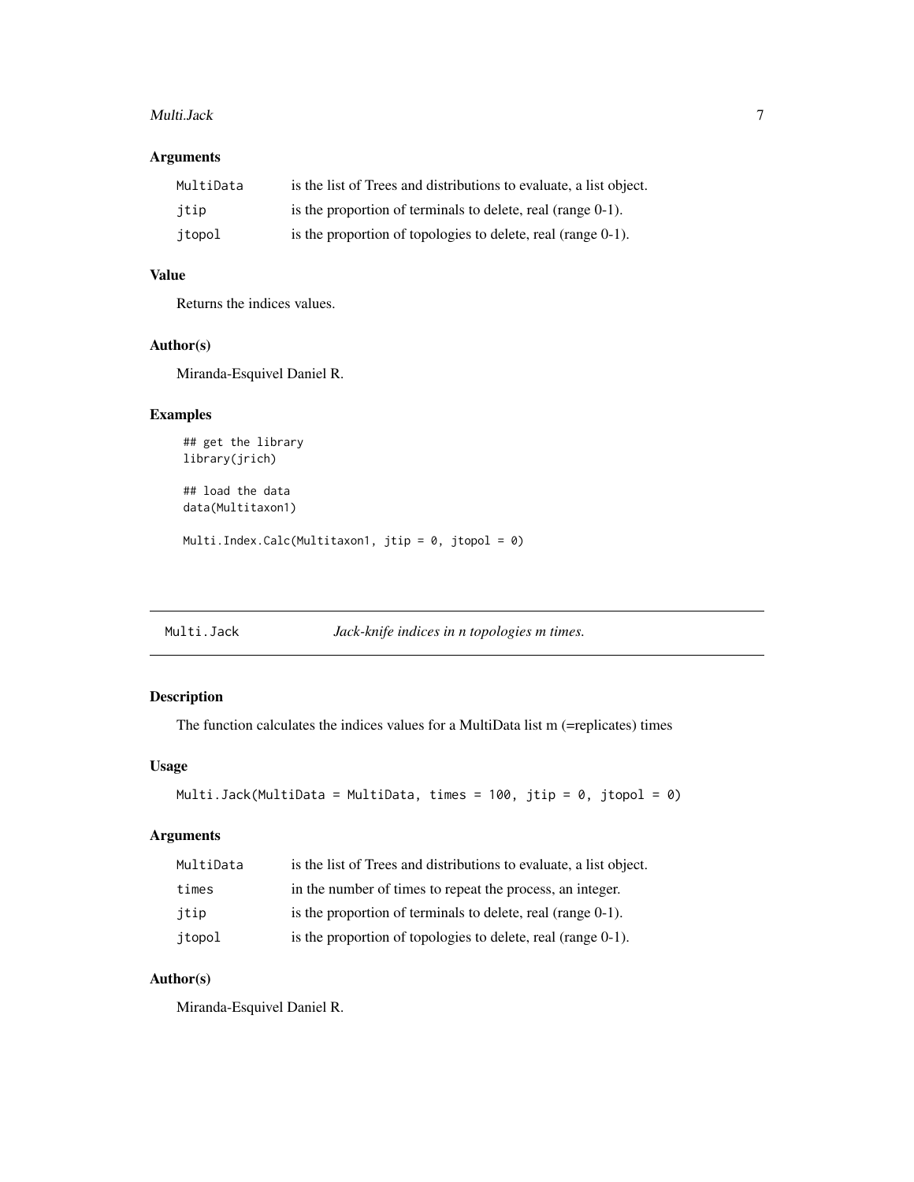### Arguments

| | |
|---|---|
| `MultiData` | is the list of Trees and distributions to evaluate, a list object. |
| `jtip` | is the proportion of terminals to delete, real (range 0-1). |
| `jtopol` | is the proportion of topologies to delete, real (range 0-1). |

### Value

Returns the indices values.

### Author(s)

Miranda-Esquivel Daniel R.

### Examples

```
## get the library
library(jrich)

## load the data
data(Multitaxon1)

Multi.Index.Calc(Multitaxon1, jtip = 0, jtopol = 0)
```

---

## `Multi.Jack` *Jack-knife indices in n topologies m times.*

---

### Description

The function calculates the indices values for a MultiData list m (=replicates) times

### Usage

```
Multi.Jack(MultiData = MultiData, times = 100, jtip = 0, jtopol = 0)
```

### Arguments

| | |
|---|---|
| `MultiData` | is the list of Trees and distributions to evaluate, a list object. |
| `times` | in the number of times to repeat the process, an integer. |
| `jtip` | is the proportion of terminals to delete, real (range 0-1). |
| `jtopol` | is the proportion of topologies to delete, real (range 0-1). |

### Author(s)

Miranda-Esquivel Daniel R.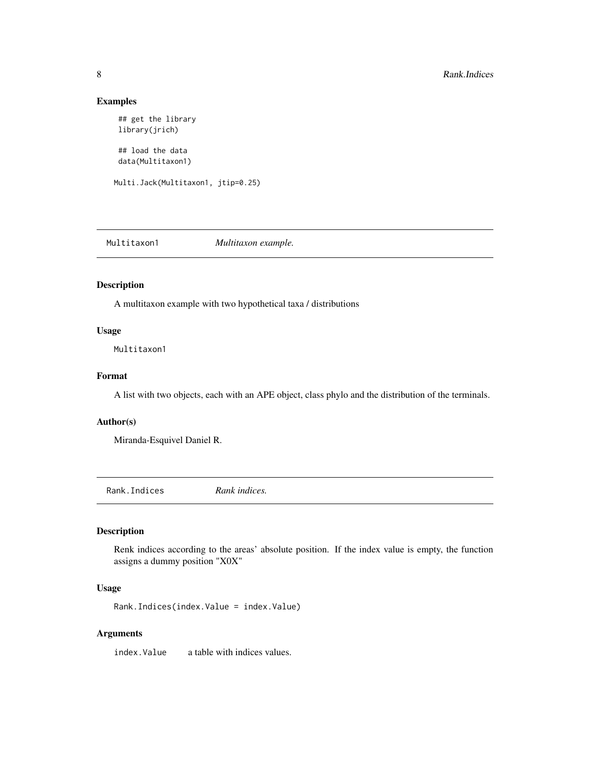## Examples

```
 ## get the library
 library(jrich)

 ## load the data
 data(Multitaxon1)

Multi.Jack(Multitaxon1, jtip=0.25)
```

---

# Multitaxon1 — *Multitaxon example.*

## Description

A multitaxon example with two hypothetical taxa / distributions

## Usage

```
Multitaxon1
```

## Format

A list with two objects, each with an APE object, class phylo and the distribution of the terminals.

## Author(s)

Miranda-Esquivel Daniel R.

---

# Rank.Indices — *Rank indices.*

## Description

Renk indices according to the areas' absolute position. If the index value is empty, the function assigns a dummy position "X0X"

## Usage

```
Rank.Indices(index.Value = index.Value)
```

## Arguments

`index.Value` a table with indices values.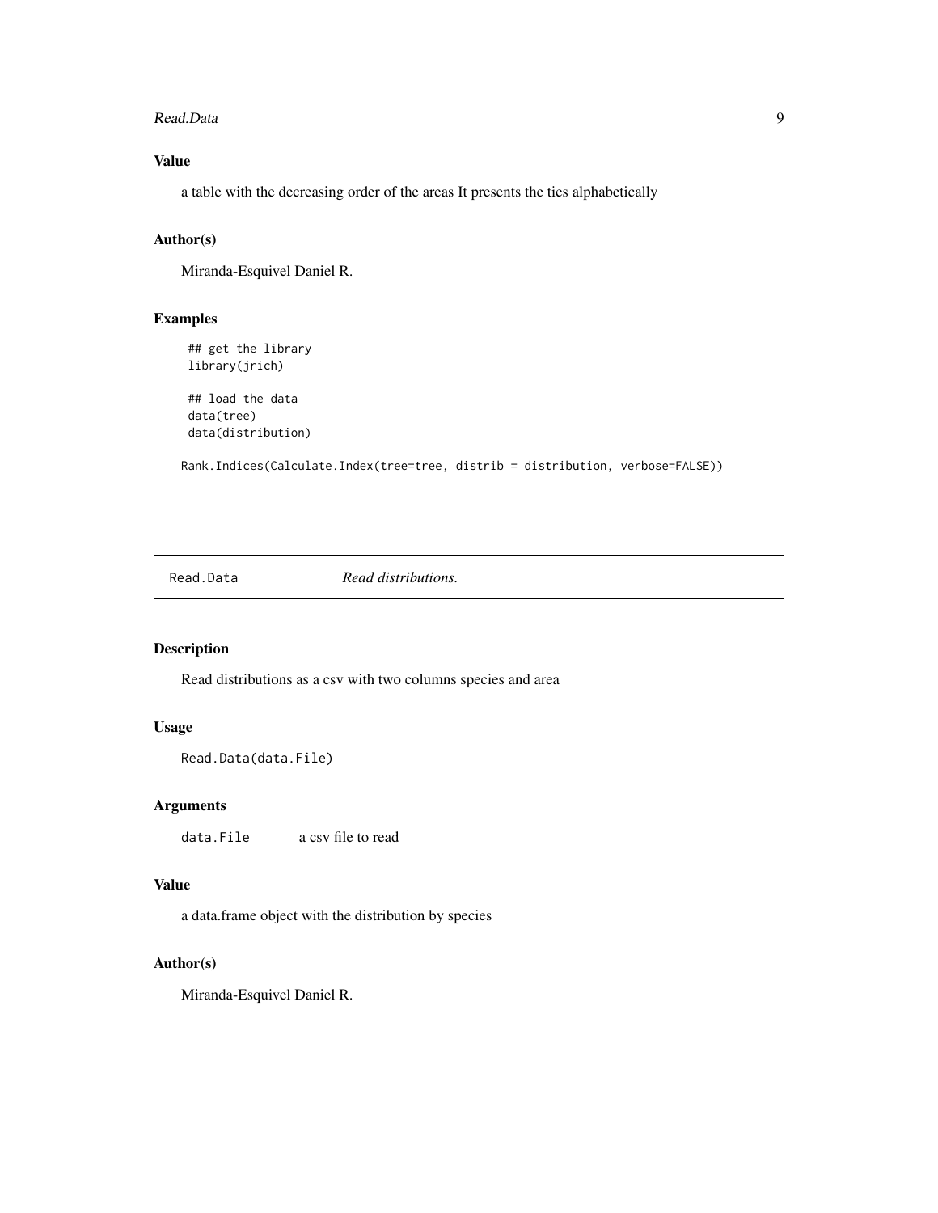### Value

a table with the decreasing order of the areas It presents the ties alphabetically

### Author(s)

Miranda-Esquivel Daniel R.

### Examples

```
## get the library
library(jrich)

## load the data
data(tree)
data(distribution)

Rank.Indices(Calculate.Index(tree=tree, distrib = distribution, verbose=FALSE))
```

---

## Read.Data *Read distributions.*

---

### Description

Read distributions as a csv with two columns species and area

### Usage

```
Read.Data(data.File)
```

### Arguments

| | |
|---|---|
| `data.File` | a csv file to read |

### Value

a data.frame object with the distribution by species

### Author(s)

Miranda-Esquivel Daniel R.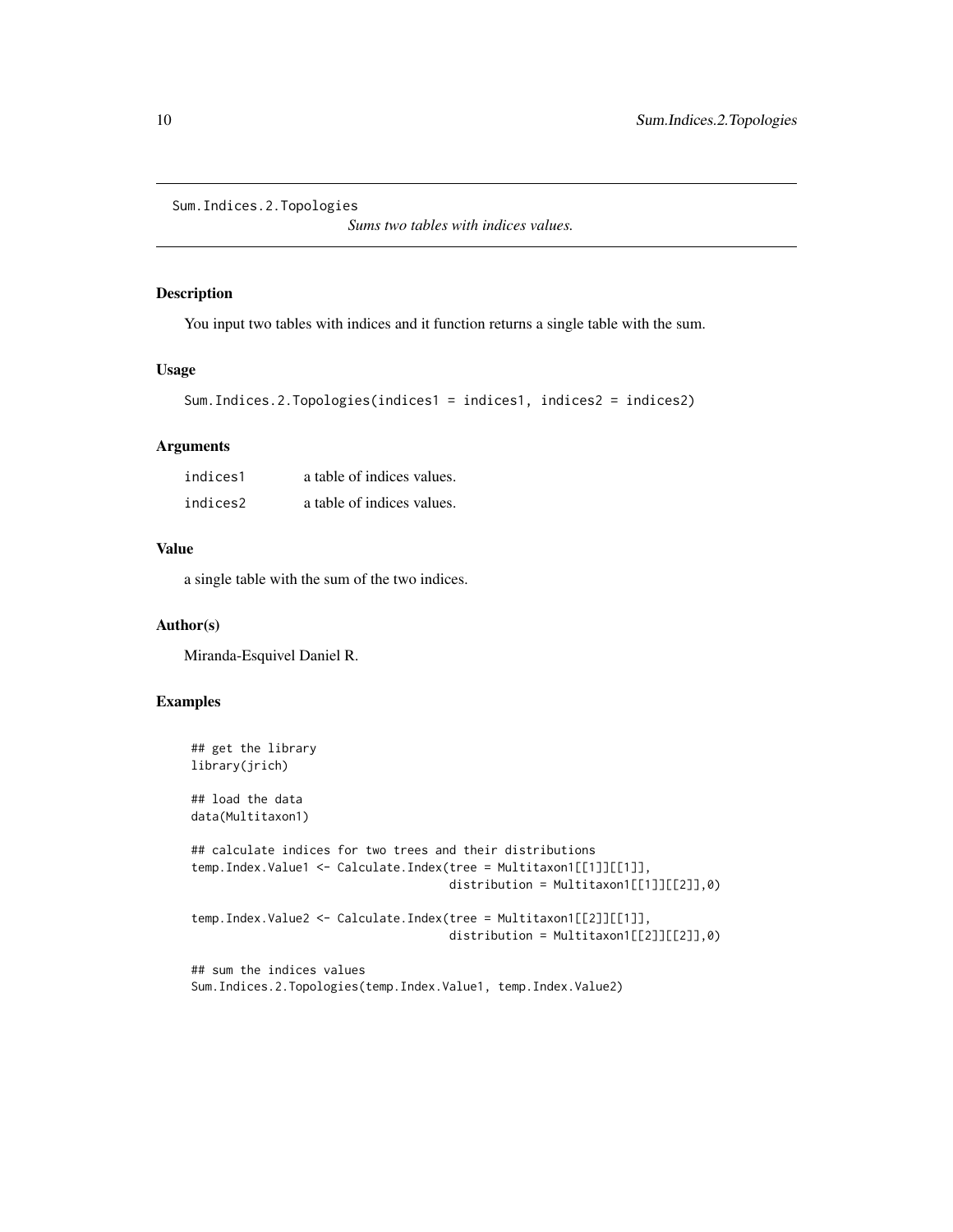Sum.Indices.2.Topologies

*Sums two tables with indices values.*

## Description

You input two tables with indices and it function returns a single table with the sum.

## Usage

```
Sum.Indices.2.Topologies(indices1 = indices1, indices2 = indices2)
```

## Arguments

| | |
|---|---|
| indices1 | a table of indices values. |
| indices2 | a table of indices values. |

## Value

a single table with the sum of the two indices.

## Author(s)

Miranda-Esquivel Daniel R.

## Examples

```
## get the library
library(jrich)

## load the data
data(Multitaxon1)

## calculate indices for two trees and their distributions
temp.Index.Value1 <- Calculate.Index(tree = Multitaxon1[[1]][[1]],
                                     distribution = Multitaxon1[[1]][[2]],0)

temp.Index.Value2 <- Calculate.Index(tree = Multitaxon1[[2]][[1]],
                                     distribution = Multitaxon1[[2]][[2]],0)

## sum the indices values
Sum.Indices.2.Topologies(temp.Index.Value1, temp.Index.Value2)
```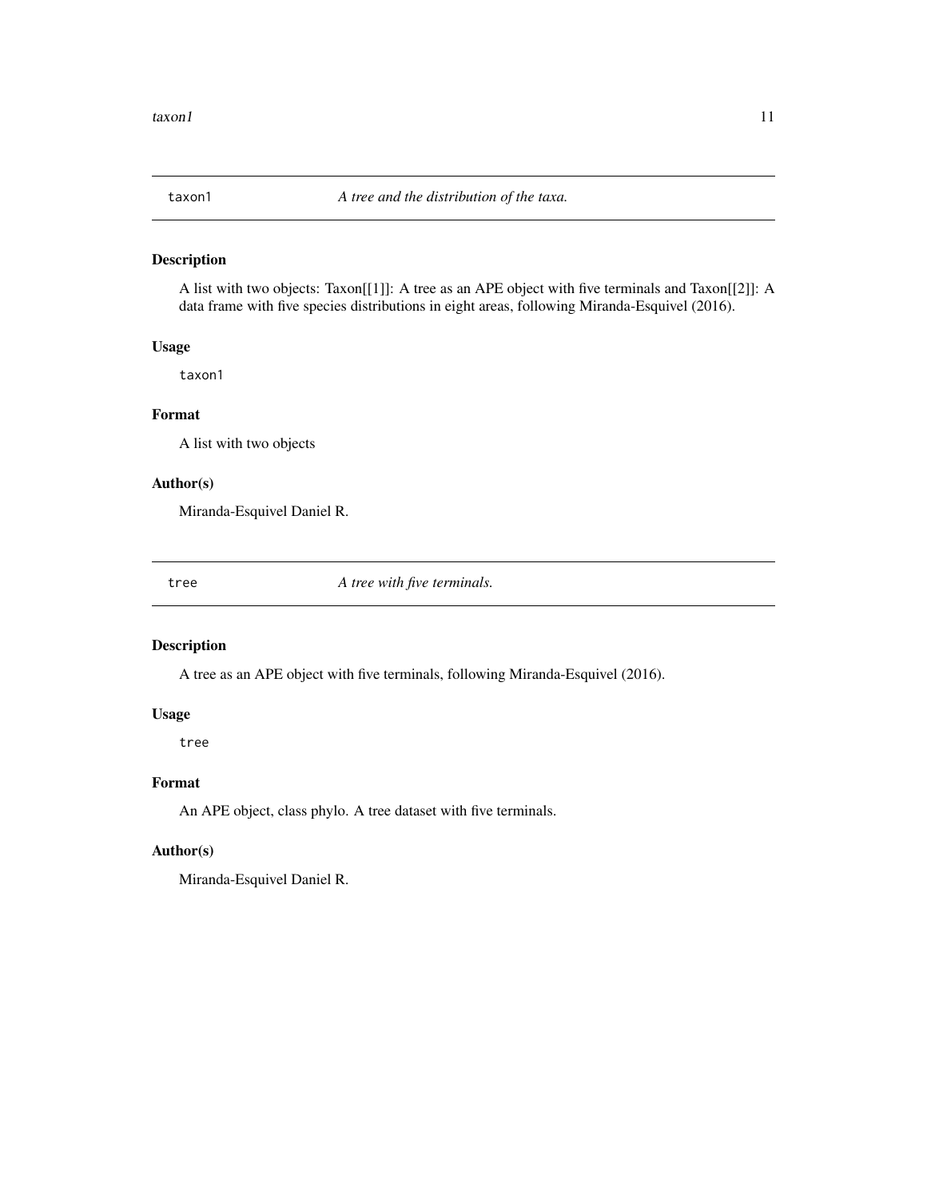## taxon1 — *A tree and the distribution of the taxa.*

### Description

A list with two objects: Taxon[[1]]: A tree as an APE object with five terminals and Taxon[[2]]: A data frame with five species distributions in eight areas, following Miranda-Esquivel (2016).

### Usage

```
taxon1
```

### Format

A list with two objects

### Author(s)

Miranda-Esquivel Daniel R.

## tree — *A tree with five terminals.*

### Description

A tree as an APE object with five terminals, following Miranda-Esquivel (2016).

### Usage

```
tree
```

### Format

An APE object, class phylo. A tree dataset with five terminals.

### Author(s)

Miranda-Esquivel Daniel R.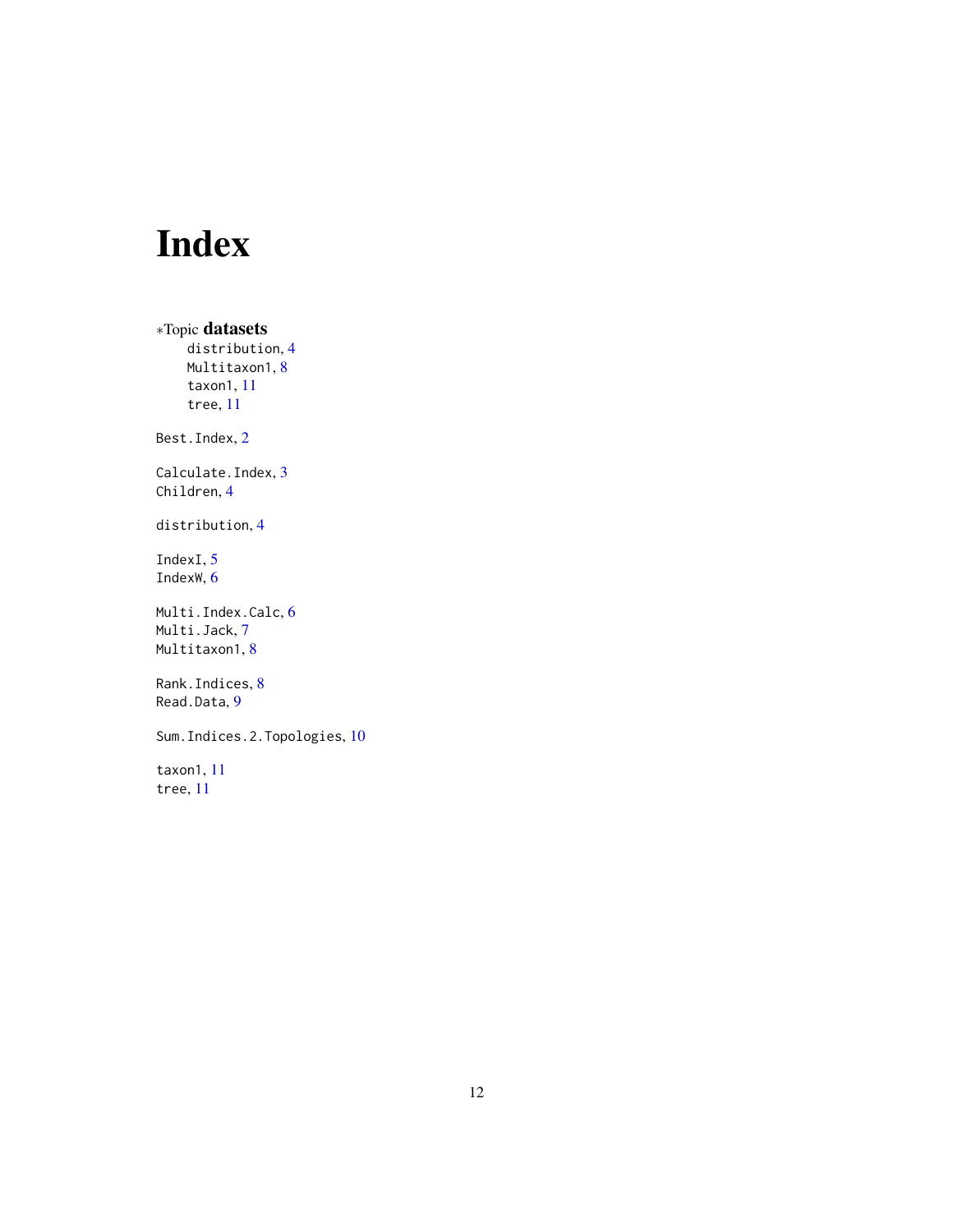# Index

*Topic **datasets**

distribution, 4
Multitaxon1, 8
taxon1, 11
tree, 11

Best.Index, 2

Calculate.Index, 3
Children, 4

distribution, 4

IndexI, 5
IndexW, 6

Multi.Index.Calc, 6
Multi.Jack, 7
Multitaxon1, 8

Rank.Indices, 8
Read.Data, 9

Sum.Indices.2.Topologies, 10

taxon1, 11
tree, 11